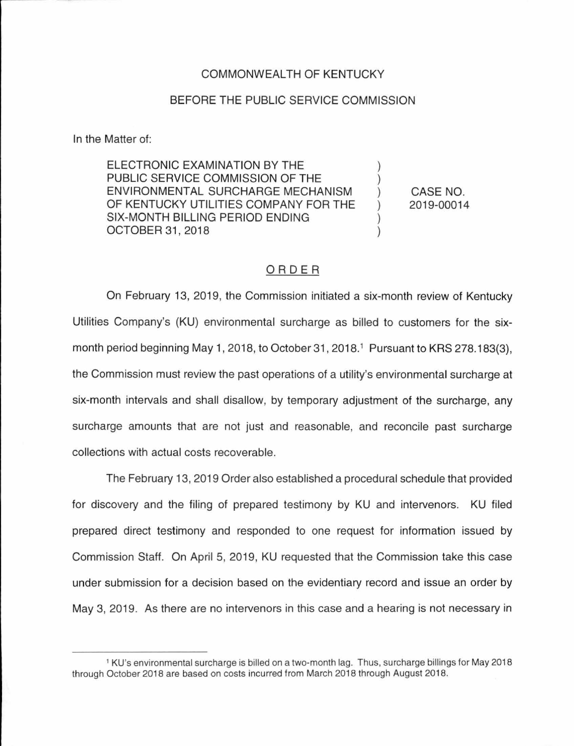COMMONWEALTH OF KENTUCKY

BEFORE THE PUBLIC SERVICE COMMISSION

In the Matter of:

| | | |
|---|---|---|
| ELECTRONIC EXAMINATION BY THE PUBLIC SERVICE COMMISSION OF THE ENVIRONMENTAL SURCHARGE MECHANISM OF KENTUCKY UTILITIES COMPANY FOR THE SIX-MONTH BILLING PERIOD ENDING OCTOBER 31, 2018 | ) | CASE NO. 2019-00014 |

## ORDER

On February 13, 2019, the Commission initiated a six-month review of Kentucky Utilities Company's (KU) environmental surcharge as billed to customers for the six-month period beginning May 1, 2018, to October 31, 2018.[1] Pursuant to KRS 278.183(3), the Commission must review the past operations of a utility's environmental surcharge at six-month intervals and shall disallow, by temporary adjustment of the surcharge, any surcharge amounts that are not just and reasonable, and reconcile past surcharge collections with actual costs recoverable.

The February 13, 2019 Order also established a procedural schedule that provided for discovery and the filing of prepared testimony by KU and intervenors. KU filed prepared direct testimony and responded to one request for information issued by Commission Staff. On April 5, 2019, KU requested that the Commission take this case under submission for a decision based on the evidentiary record and issue an order by May 3, 2019. As there are no intervenors in this case and a hearing is not necessary in

[1] KU's environmental surcharge is billed on a two-month lag. Thus, surcharge billings for May 2018 through October 2018 are based on costs incurred from March 2018 through August 2018.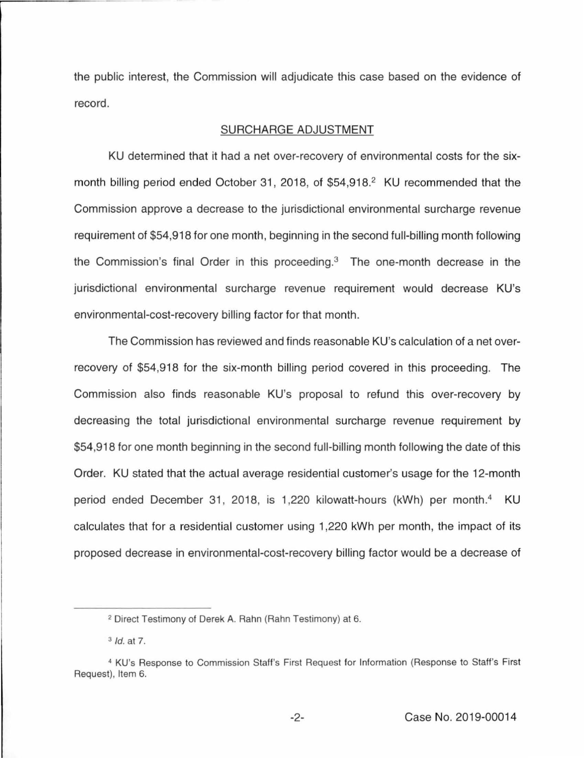the public interest, the Commission will adjudicate this case based on the evidence of record.

## SURCHARGE ADJUSTMENT

KU determined that it had a net over-recovery of environmental costs for the six-month billing period ended October 31, 2018, of $54,918.[2] KU recommended that the Commission approve a decrease to the jurisdictional environmental surcharge revenue requirement of $54,918 for one month, beginning in the second full-billing month following the Commission's final Order in this proceeding.[3] The one-month decrease in the jurisdictional environmental surcharge revenue requirement would decrease KU's environmental-cost-recovery billing factor for that month.

The Commission has reviewed and finds reasonable KU's calculation of a net over-recovery of $54,918 for the six-month billing period covered in this proceeding. The Commission also finds reasonable KU's proposal to refund this over-recovery by decreasing the total jurisdictional environmental surcharge revenue requirement by $54,918 for one month beginning in the second full-billing month following the date of this Order. KU stated that the actual average residential customer's usage for the 12-month period ended December 31, 2018, is 1,220 kilowatt-hours (kWh) per month.[4] KU calculates that for a residential customer using 1,220 kWh per month, the impact of its proposed decrease in environmental-cost-recovery billing factor would be a decrease of

---

[2] Direct Testimony of Derek A. Rahn (Rahn Testimony) at 6.

[3] *Id.* at 7.

[4] KU's Response to Commission Staff's First Request for Information (Response to Staff's First Request), Item 6.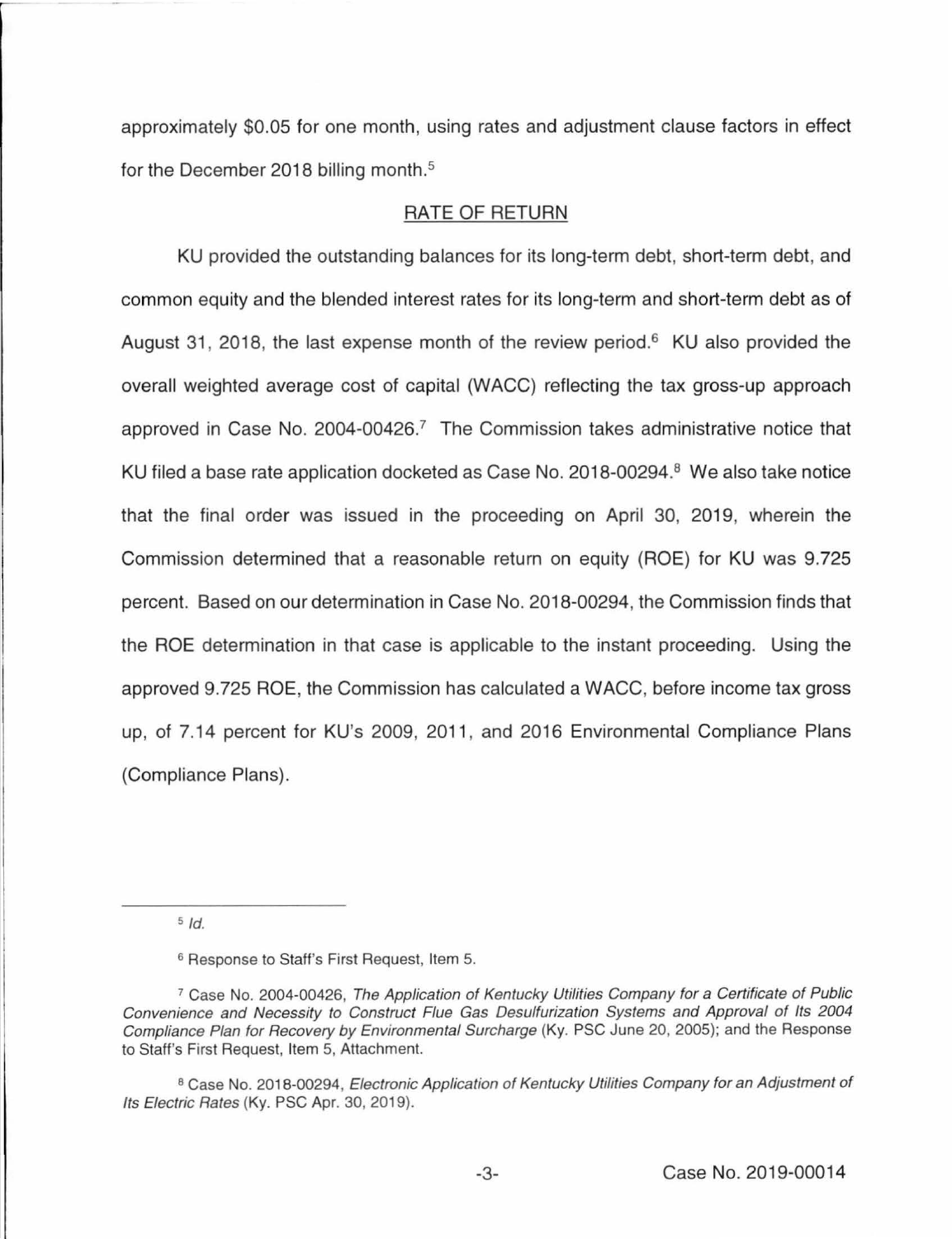approximately $0.05 for one month, using rates and adjustment clause factors in effect for the December 2018 billing month.[5]

## RATE OF RETURN

KU provided the outstanding balances for its long-term debt, short-term debt, and common equity and the blended interest rates for its long-term and short-term debt as of August 31, 2018, the last expense month of the review period.[6] KU also provided the overall weighted average cost of capital (WACC) reflecting the tax gross-up approach approved in Case No. 2004-00426.[7] The Commission takes administrative notice that KU filed a base rate application docketed as Case No. 2018-00294.[8] We also take notice that the final order was issued in the proceeding on April 30, 2019, wherein the Commission determined that a reasonable return on equity (ROE) for KU was 9.725 percent. Based on our determination in Case No. 2018-00294, the Commission finds that the ROE determination in that case is applicable to the instant proceeding. Using the approved 9.725 ROE, the Commission has calculated a WACC, before income tax gross up, of 7.14 percent for KU's 2009, 2011, and 2016 Environmental Compliance Plans (Compliance Plans).

---

[5] *Id.*

[6] Response to Staff's First Request, Item 5.

[7] Case No. 2004-00426, *The Application of Kentucky Utilities Company for a Certificate of Public Convenience and Necessity to Construct Flue Gas Desulfurization Systems and Approval of Its 2004 Compliance Plan for Recovery by Environmental Surcharge* (Ky. PSC June 20, 2005); and the Response to Staff's First Request, Item 5, Attachment.

[8] Case No. 2018-00294, *Electronic Application of Kentucky Utilities Company for an Adjustment of Its Electric Rates* (Ky. PSC Apr. 30, 2019).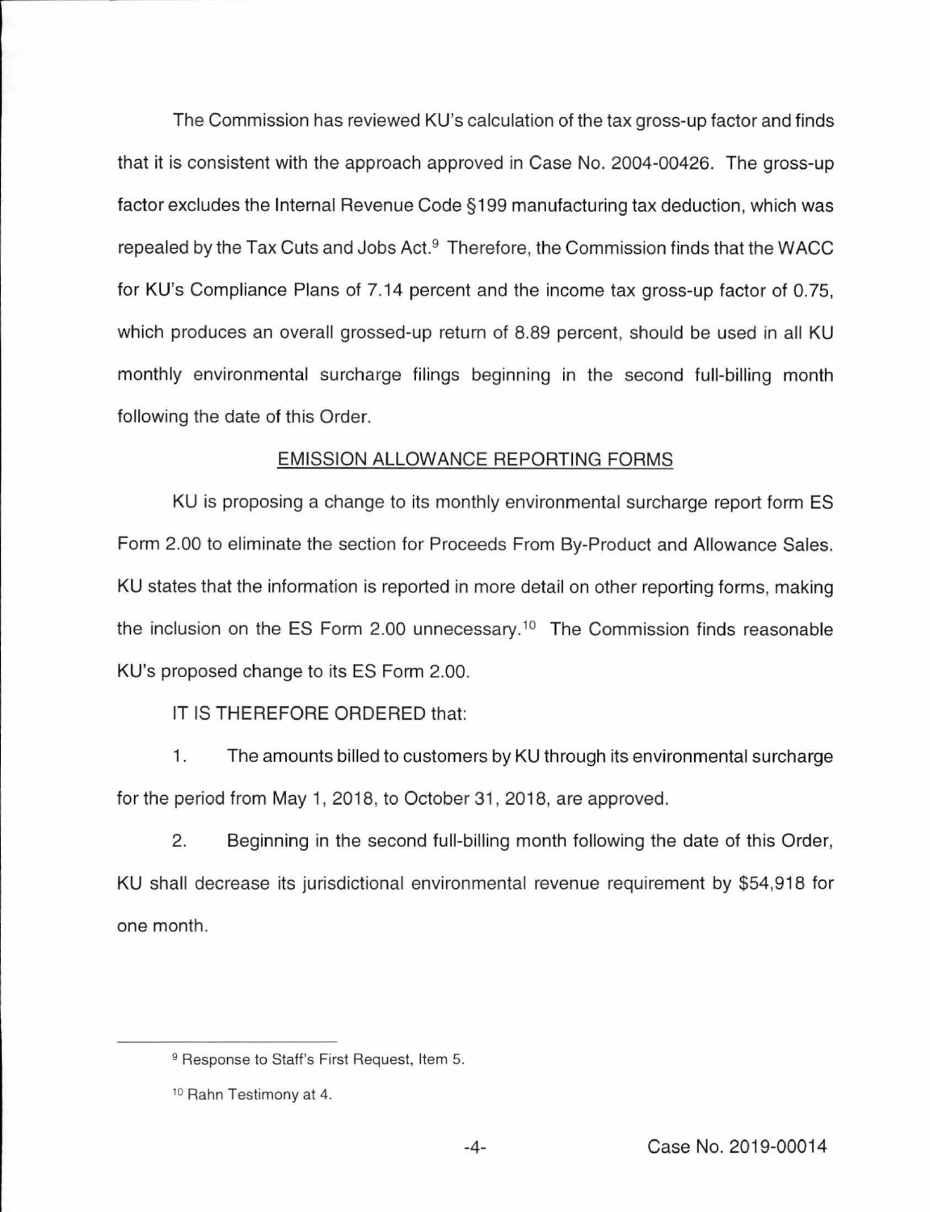The Commission has reviewed KU's calculation of the tax gross-up factor and finds that it is consistent with the approach approved in Case No. 2004-00426. The gross-up factor excludes the Internal Revenue Code §199 manufacturing tax deduction, which was repealed by the Tax Cuts and Jobs Act.[9] Therefore, the Commission finds that the WACC for KU's Compliance Plans of 7.14 percent and the income tax gross-up factor of 0.75, which produces an overall grossed-up return of 8.89 percent, should be used in all KU monthly environmental surcharge filings beginning in the second full-billing month following the date of this Order.

## EMISSION ALLOWANCE REPORTING FORMS

KU is proposing a change to its monthly environmental surcharge report form ES Form 2.00 to eliminate the section for Proceeds From By-Product and Allowance Sales. KU states that the information is reported in more detail on other reporting forms, making the inclusion on the ES Form 2.00 unnecessary.[10] The Commission finds reasonable KU's proposed change to its ES Form 2.00.

IT IS THEREFORE ORDERED that:

1. The amounts billed to customers by KU through its environmental surcharge for the period from May 1, 2018, to October 31, 2018, are approved.

2. Beginning in the second full-billing month following the date of this Order, KU shall decrease its jurisdictional environmental revenue requirement by $54,918 for one month.

---

[9] Response to Staff's First Request, Item 5.

[10] Rahn Testimony at 4.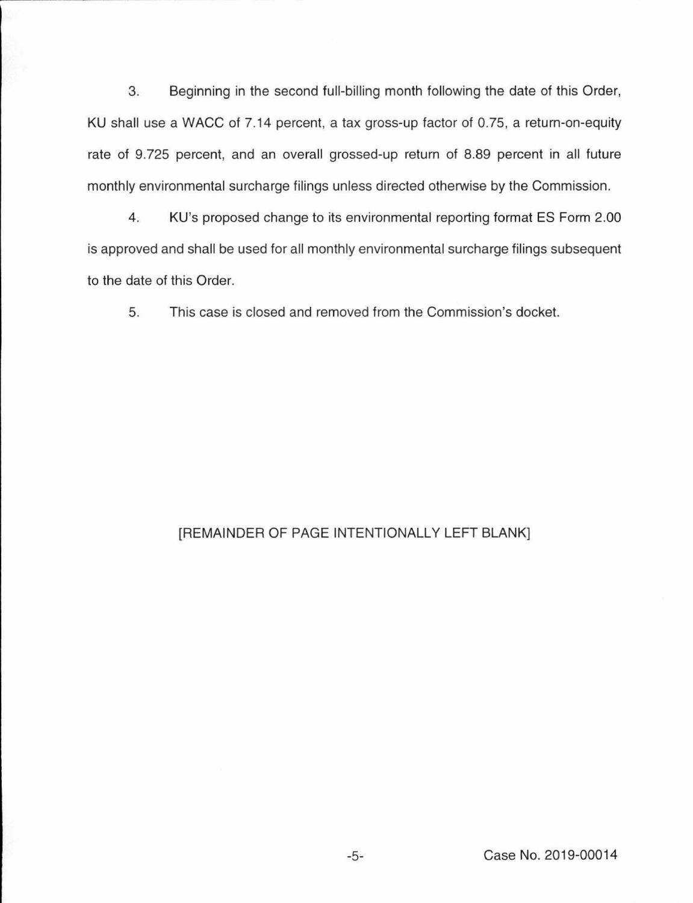3. Beginning in the second full-billing month following the date of this Order, KU shall use a WACC of 7.14 percent, a tax gross-up factor of 0.75, a return-on-equity rate of 9.725 percent, and an overall grossed-up return of 8.89 percent in all future monthly environmental surcharge filings unless directed otherwise by the Commission.

4. KU's proposed change to its environmental reporting format ES Form 2.00 is approved and shall be used for all monthly environmental surcharge filings subsequent to the date of this Order.

5. This case is closed and removed from the Commission's docket.

[REMAINDER OF PAGE INTENTIONALLY LEFT BLANK]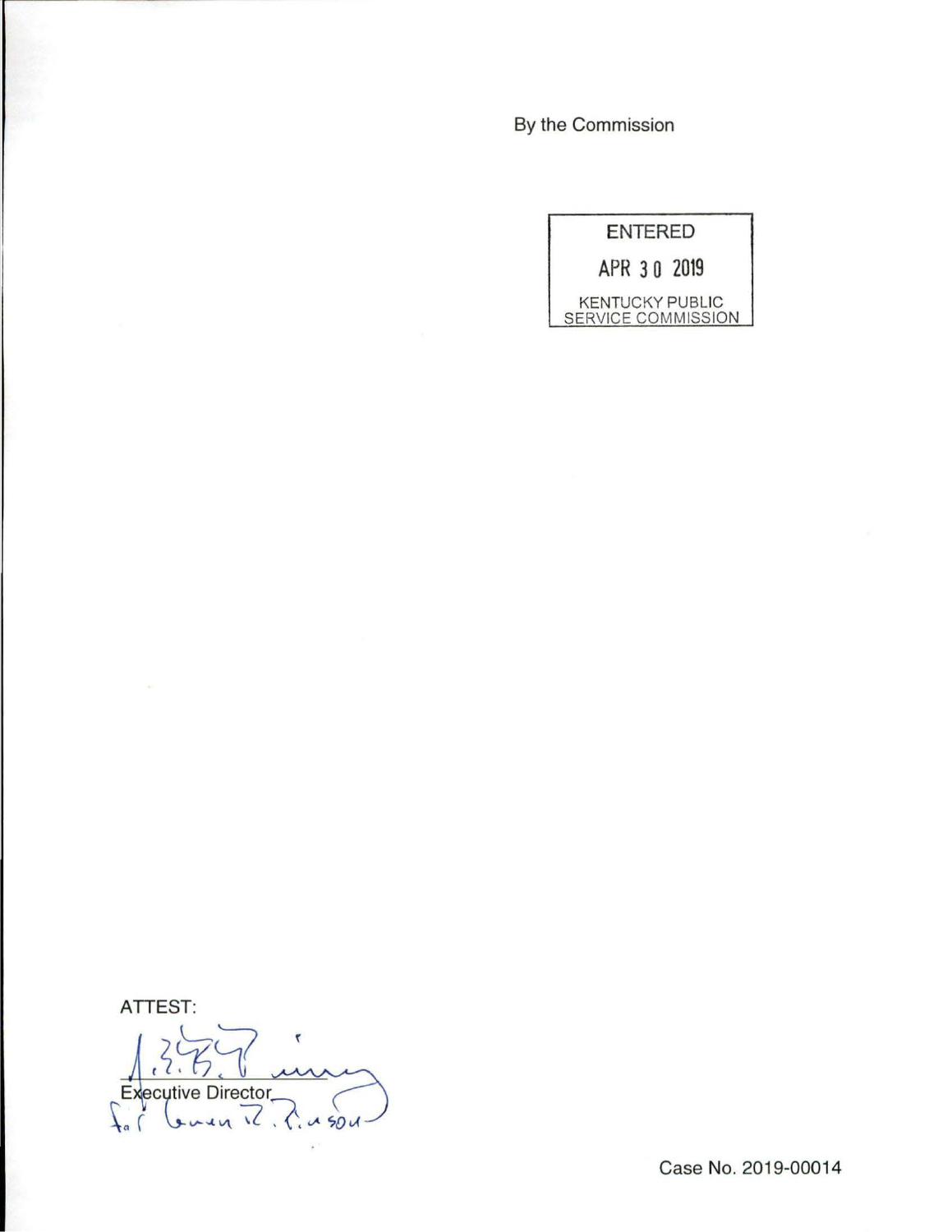By the Commission

ENTERED

APR 30 2019

KENTUCKY PUBLIC SERVICE COMMISSION

ATTEST:

Executive Director

Case No. 2019-00014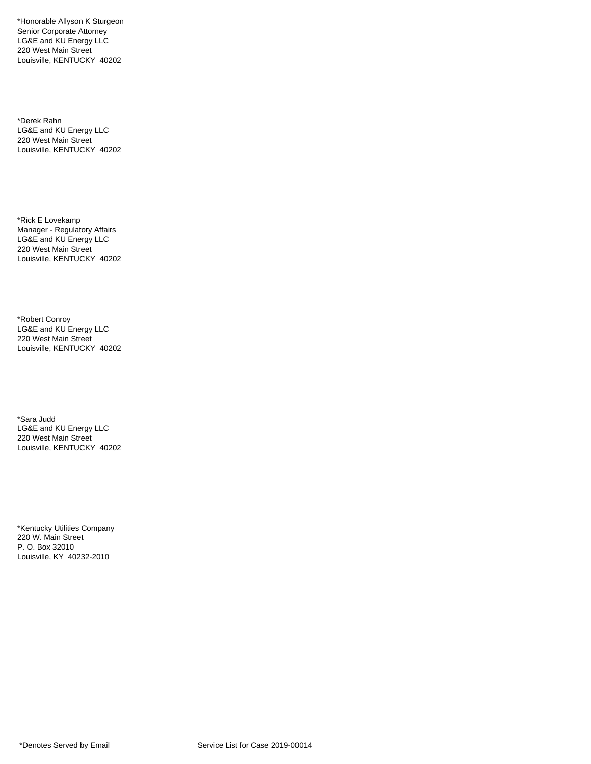*Honorable Allyson K Sturgeon
Senior Corporate Attorney
LG&E and KU Energy LLC
220 West Main Street
Louisville, KENTUCKY  40202

*Derek Rahn
LG&E and KU Energy LLC
220 West Main Street
Louisville, KENTUCKY  40202

*Rick E Lovekamp
Manager - Regulatory Affairs
LG&E and KU Energy LLC
220 West Main Street
Louisville, KENTUCKY  40202

*Robert Conroy
LG&E and KU Energy LLC
220 West Main Street
Louisville, KENTUCKY  40202

*Sara Judd
LG&E and KU Energy LLC
220 West Main Street
Louisville, KENTUCKY  40202

*Kentucky Utilities Company
220 W. Main Street
P. O. Box 32010
Louisville, KY  40232-2010

*Denotes Served by Email

Service List for Case 2019-00014